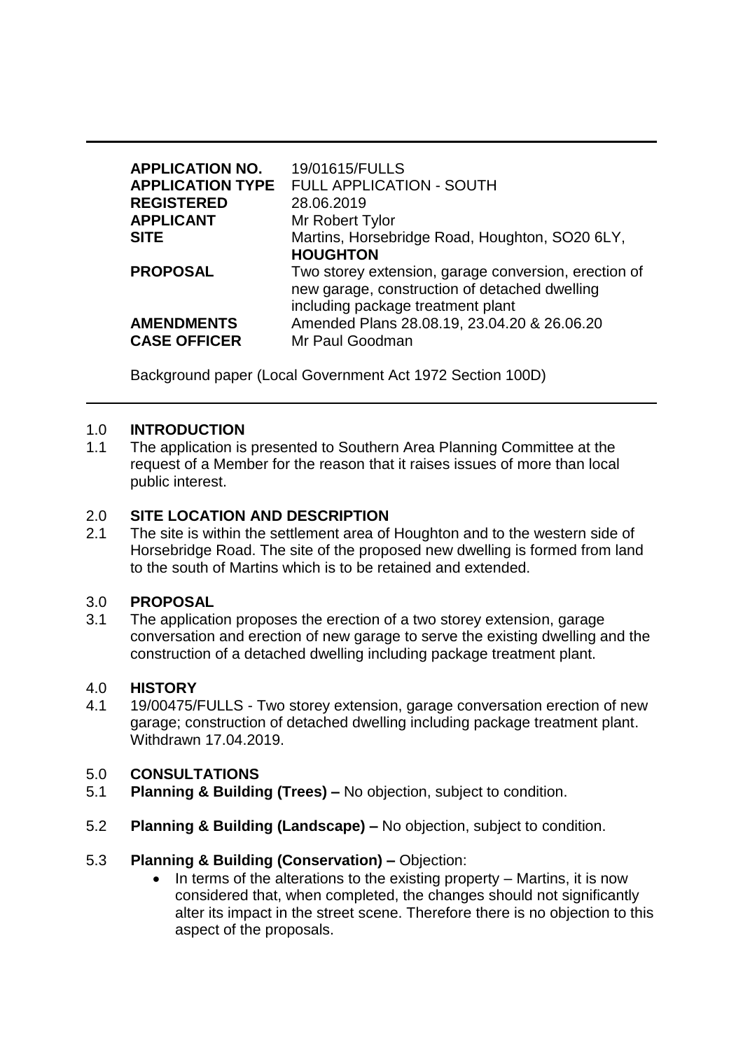| | |
|---|---|
| **APPLICATION NO.** | 19/01615/FULLS |
| **APPLICATION TYPE** | FULL APPLICATION - SOUTH |
| **REGISTERED** | 28.06.2019 |
| **APPLICANT** | Mr Robert Tylor |
| **SITE** | Martins, Horsebridge Road, Houghton, SO20 6LY, **HOUGHTON** |
| **PROPOSAL** | Two storey extension, garage conversion, erection of new garage, construction of detached dwelling including package treatment plant |
| **AMENDMENTS** | Amended Plans 28.08.19, 23.04.20 & 26.06.20 |
| **CASE OFFICER** | Mr Paul Goodman |

Background paper (Local Government Act 1972 Section 100D)

## 1.0 INTRODUCTION

1.1 The application is presented to Southern Area Planning Committee at the request of a Member for the reason that it raises issues of more than local public interest.

## 2.0 SITE LOCATION AND DESCRIPTION

2.1 The site is within the settlement area of Houghton and to the western side of Horsebridge Road. The site of the proposed new dwelling is formed from land to the south of Martins which is to be retained and extended.

## 3.0 PROPOSAL

3.1 The application proposes the erection of a two storey extension, garage conversation and erection of new garage to serve the existing dwelling and the construction of a detached dwelling including package treatment plant.

## 4.0 HISTORY

4.1 19/00475/FULLS - Two storey extension, garage conversation erection of new garage; construction of detached dwelling including package treatment plant. Withdrawn 17.04.2019.

## 5.0 CONSULTATIONS

5.1 **Planning & Building (Trees) –** No objection, subject to condition.

5.2 **Planning & Building (Landscape) –** No objection, subject to condition.

5.3 **Planning & Building (Conservation) –** Objection:

- In terms of the alterations to the existing property – Martins, it is now considered that, when completed, the changes should not significantly alter its impact in the street scene. Therefore there is no objection to this aspect of the proposals.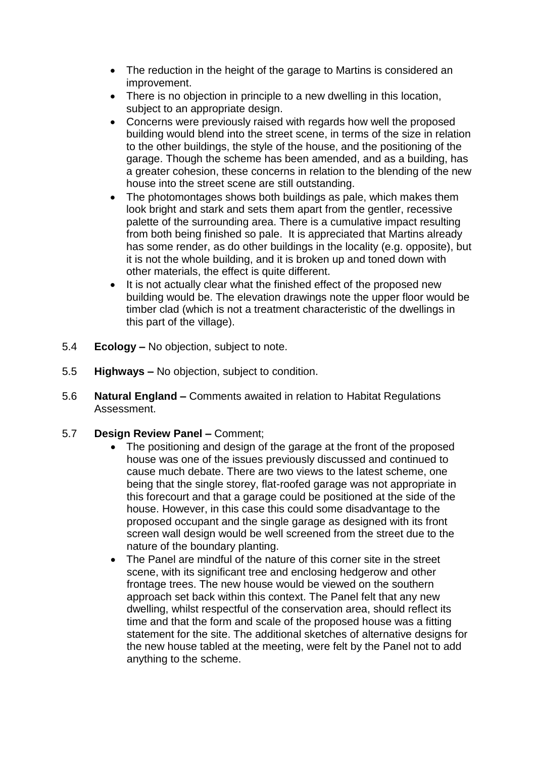- The reduction in the height of the garage to Martins is considered an improvement.
- There is no objection in principle to a new dwelling in this location, subject to an appropriate design.
- Concerns were previously raised with regards how well the proposed building would blend into the street scene, in terms of the size in relation to the other buildings, the style of the house, and the positioning of the garage. Though the scheme has been amended, and as a building, has a greater cohesion, these concerns in relation to the blending of the new house into the street scene are still outstanding.
- The photomontages shows both buildings as pale, which makes them look bright and stark and sets them apart from the gentler, recessive palette of the surrounding area. There is a cumulative impact resulting from both being finished so pale. It is appreciated that Martins already has some render, as do other buildings in the locality (e.g. opposite), but it is not the whole building, and it is broken up and toned down with other materials, the effect is quite different.
- It is not actually clear what the finished effect of the proposed new building would be. The elevation drawings note the upper floor would be timber clad (which is not a treatment characteristic of the dwellings in this part of the village).

5.4 **Ecology –** No objection, subject to note.

5.5 **Highways –** No objection, subject to condition.

5.6 **Natural England –** Comments awaited in relation to Habitat Regulations Assessment.

5.7 **Design Review Panel –** Comment;

- The positioning and design of the garage at the front of the proposed house was one of the issues previously discussed and continued to cause much debate. There are two views to the latest scheme, one being that the single storey, flat-roofed garage was not appropriate in this forecourt and that a garage could be positioned at the side of the house. However, in this case this could some disadvantage to the proposed occupant and the single garage as designed with its front screen wall design would be well screened from the street due to the nature of the boundary planting.
- The Panel are mindful of the nature of this corner site in the street scene, with its significant tree and enclosing hedgerow and other frontage trees. The new house would be viewed on the southern approach set back within this context. The Panel felt that any new dwelling, whilst respectful of the conservation area, should reflect its time and that the form and scale of the proposed house was a fitting statement for the site. The additional sketches of alternative designs for the new house tabled at the meeting, were felt by the Panel not to add anything to the scheme.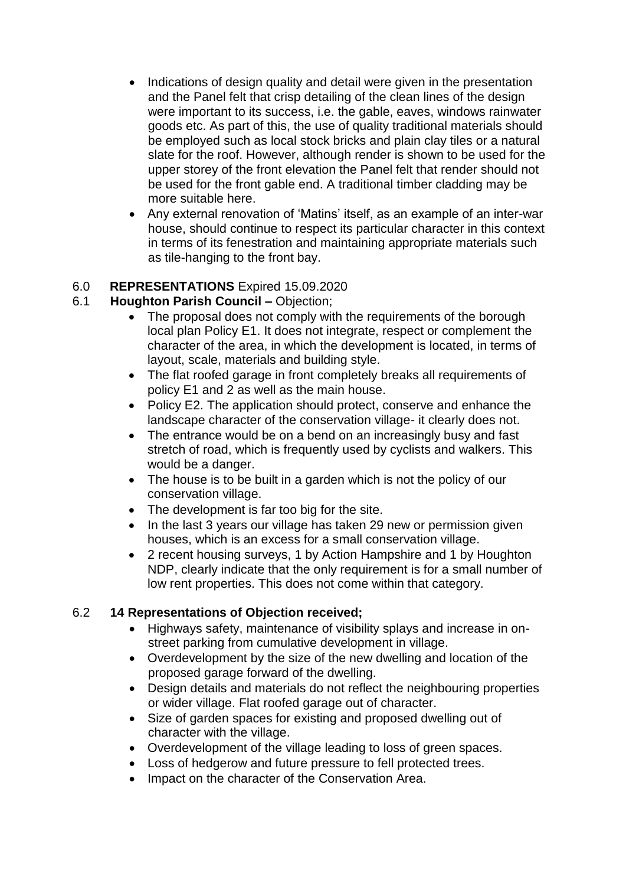- Indications of design quality and detail were given in the presentation and the Panel felt that crisp detailing of the clean lines of the design were important to its success, i.e. the gable, eaves, windows rainwater goods etc. As part of this, the use of quality traditional materials should be employed such as local stock bricks and plain clay tiles or a natural slate for the roof. However, although render is shown to be used for the upper storey of the front elevation the Panel felt that render should not be used for the front gable end. A traditional timber cladding may be more suitable here.
- Any external renovation of 'Matins' itself, as an example of an inter-war house, should continue to respect its particular character in this context in terms of its fenestration and maintaining appropriate materials such as tile-hanging to the front bay.

## 6.0 **REPRESENTATIONS** Expired 15.09.2020

### 6.1 **Houghton Parish Council –** Objection;

- The proposal does not comply with the requirements of the borough local plan Policy E1. It does not integrate, respect or complement the character of the area, in which the development is located, in terms of layout, scale, materials and building style.
- The flat roofed garage in front completely breaks all requirements of policy E1 and 2 as well as the main house.
- Policy E2. The application should protect, conserve and enhance the landscape character of the conservation village- it clearly does not.
- The entrance would be on a bend on an increasingly busy and fast stretch of road, which is frequently used by cyclists and walkers. This would be a danger.
- The house is to be built in a garden which is not the policy of our conservation village.
- The development is far too big for the site.
- In the last 3 years our village has taken 29 new or permission given houses, which is an excess for a small conservation village.
- 2 recent housing surveys, 1 by Action Hampshire and 1 by Houghton NDP, clearly indicate that the only requirement is for a small number of low rent properties. This does not come within that category.

### 6.2 **14 Representations of Objection received;**

- Highways safety, maintenance of visibility splays and increase in on-street parking from cumulative development in village.
- Overdevelopment by the size of the new dwelling and location of the proposed garage forward of the dwelling.
- Design details and materials do not reflect the neighbouring properties or wider village. Flat roofed garage out of character.
- Size of garden spaces for existing and proposed dwelling out of character with the village.
- Overdevelopment of the village leading to loss of green spaces.
- Loss of hedgerow and future pressure to fell protected trees.
- Impact on the character of the Conservation Area.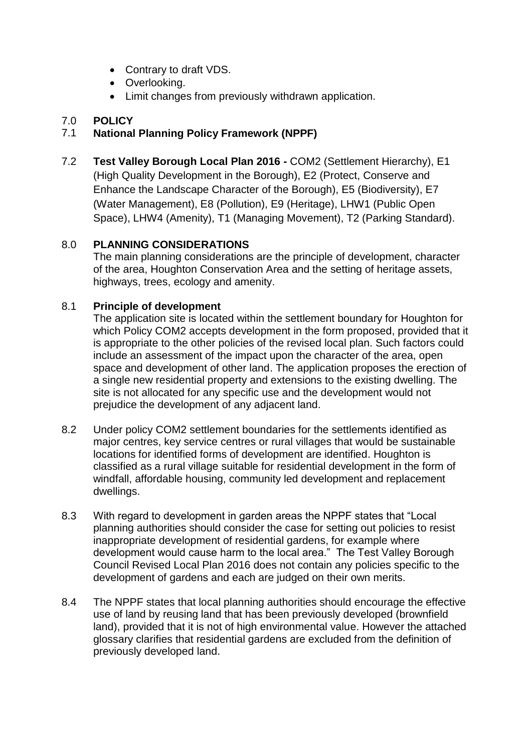- Contrary to draft VDS.
- Overlooking.
- Limit changes from previously withdrawn application.

## 7.0 POLICY

### 7.1 National Planning Policy Framework (NPPF)

7.2 **Test Valley Borough Local Plan 2016 -** COM2 (Settlement Hierarchy), E1 (High Quality Development in the Borough), E2 (Protect, Conserve and Enhance the Landscape Character of the Borough), E5 (Biodiversity), E7 (Water Management), E8 (Pollution), E9 (Heritage), LHW1 (Public Open Space), LHW4 (Amenity), T1 (Managing Movement), T2 (Parking Standard).

## 8.0 PLANNING CONSIDERATIONS

The main planning considerations are the principle of development, character of the area, Houghton Conservation Area and the setting of heritage assets, highways, trees, ecology and amenity.

### 8.1 Principle of development

The application site is located within the settlement boundary for Houghton for which Policy COM2 accepts development in the form proposed, provided that it is appropriate to the other policies of the revised local plan. Such factors could include an assessment of the impact upon the character of the area, open space and development of other land. The application proposes the erection of a single new residential property and extensions to the existing dwelling. The site is not allocated for any specific use and the development would not prejudice the development of any adjacent land.

8.2 Under policy COM2 settlement boundaries for the settlements identified as major centres, key service centres or rural villages that would be sustainable locations for identified forms of development are identified. Houghton is classified as a rural village suitable for residential development in the form of windfall, affordable housing, community led development and replacement dwellings.

8.3 With regard to development in garden areas the NPPF states that "Local planning authorities should consider the case for setting out policies to resist inappropriate development of residential gardens, for example where development would cause harm to the local area." The Test Valley Borough Council Revised Local Plan 2016 does not contain any policies specific to the development of gardens and each are judged on their own merits.

8.4 The NPPF states that local planning authorities should encourage the effective use of land by reusing land that has been previously developed (brownfield land), provided that it is not of high environmental value. However the attached glossary clarifies that residential gardens are excluded from the definition of previously developed land.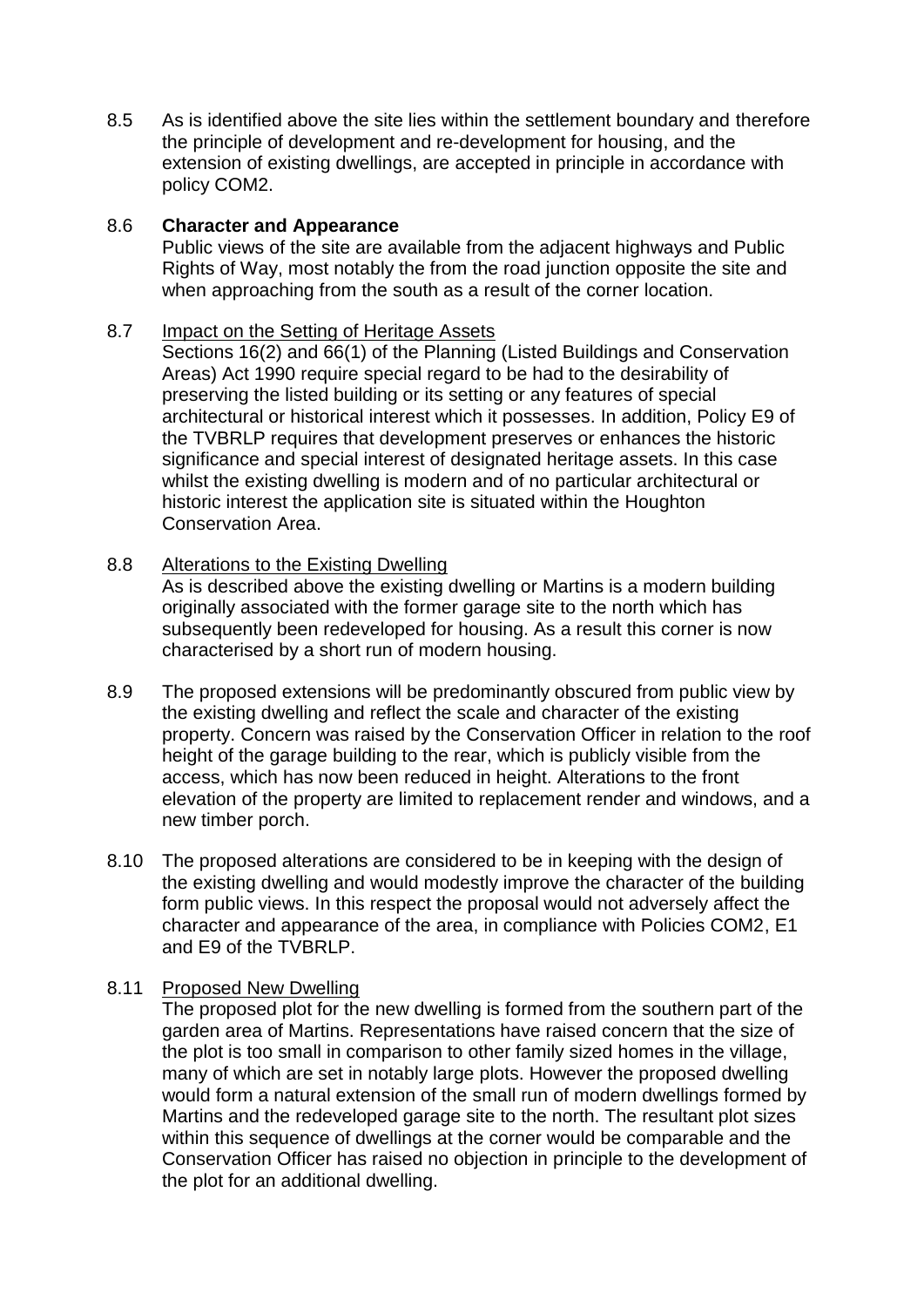8.5 As is identified above the site lies within the settlement boundary and therefore the principle of development and re-development for housing, and the extension of existing dwellings, are accepted in principle in accordance with policy COM2.

8.6 **Character and Appearance**

Public views of the site are available from the adjacent highways and Public Rights of Way, most notably the from the road junction opposite the site and when approaching from the south as a result of the corner location.

8.7 Impact on the Setting of Heritage Assets

Sections 16(2) and 66(1) of the Planning (Listed Buildings and Conservation Areas) Act 1990 require special regard to be had to the desirability of preserving the listed building or its setting or any features of special architectural or historical interest which it possesses. In addition, Policy E9 of the TVBRLP requires that development preserves or enhances the historic significance and special interest of designated heritage assets. In this case whilst the existing dwelling is modern and of no particular architectural or historic interest the application site is situated within the Houghton Conservation Area.

8.8 Alterations to the Existing Dwelling

As is described above the existing dwelling or Martins is a modern building originally associated with the former garage site to the north which has subsequently been redeveloped for housing. As a result this corner is now characterised by a short run of modern housing.

8.9 The proposed extensions will be predominantly obscured from public view by the existing dwelling and reflect the scale and character of the existing property. Concern was raised by the Conservation Officer in relation to the roof height of the garage building to the rear, which is publicly visible from the access, which has now been reduced in height. Alterations to the front elevation of the property are limited to replacement render and windows, and a new timber porch.

8.10 The proposed alterations are considered to be in keeping with the design of the existing dwelling and would modestly improve the character of the building form public views. In this respect the proposal would not adversely affect the character and appearance of the area, in compliance with Policies COM2, E1 and E9 of the TVBRLP.

8.11 Proposed New Dwelling

The proposed plot for the new dwelling is formed from the southern part of the garden area of Martins. Representations have raised concern that the size of the plot is too small in comparison to other family sized homes in the village, many of which are set in notably large plots. However the proposed dwelling would form a natural extension of the small run of modern dwellings formed by Martins and the redeveloped garage site to the north. The resultant plot sizes within this sequence of dwellings at the corner would be comparable and the Conservation Officer has raised no objection in principle to the development of the plot for an additional dwelling.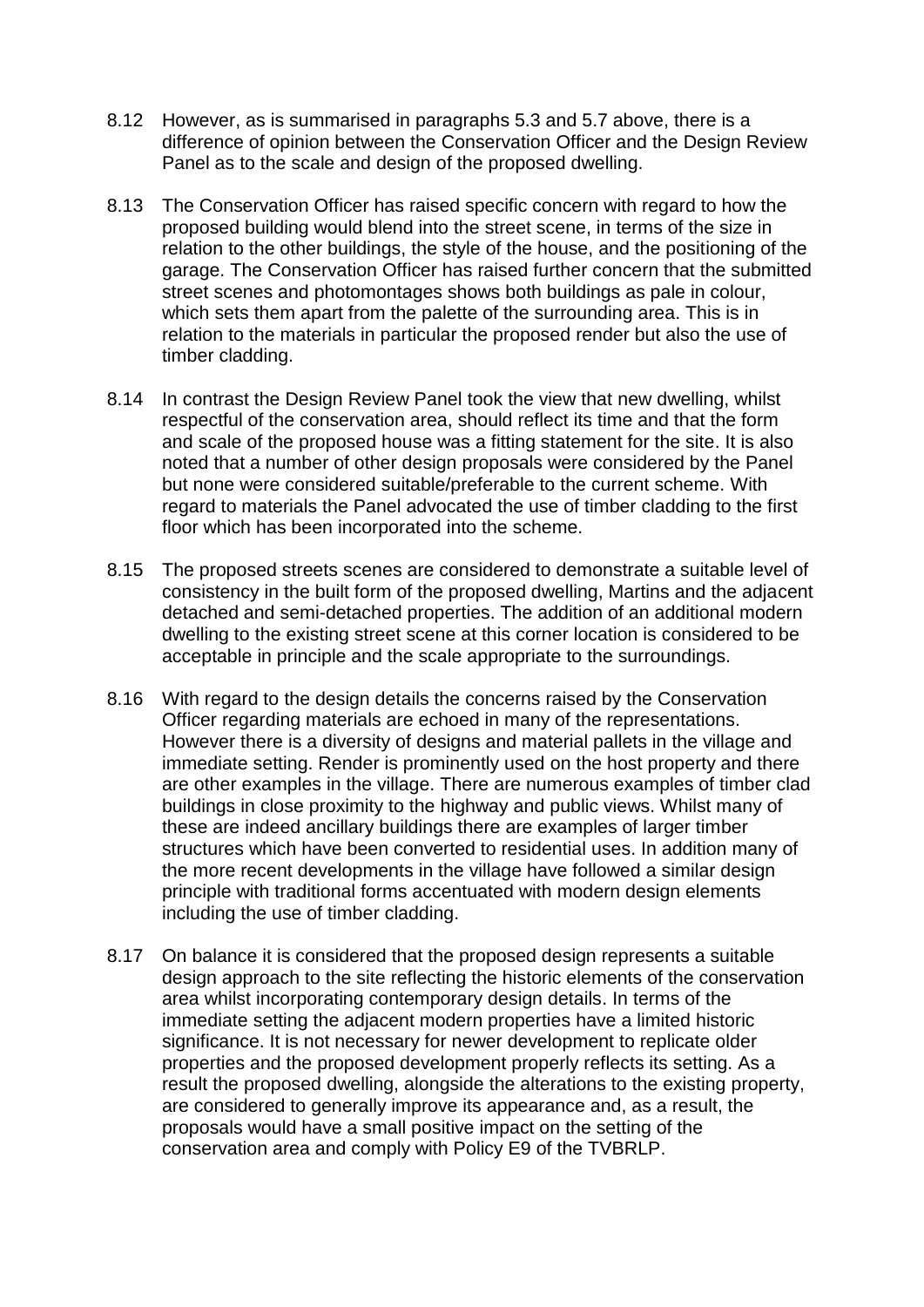8.12 However, as is summarised in paragraphs 5.3 and 5.7 above, there is a difference of opinion between the Conservation Officer and the Design Review Panel as to the scale and design of the proposed dwelling.

8.13 The Conservation Officer has raised specific concern with regard to how the proposed building would blend into the street scene, in terms of the size in relation to the other buildings, the style of the house, and the positioning of the garage. The Conservation Officer has raised further concern that the submitted street scenes and photomontages shows both buildings as pale in colour, which sets them apart from the palette of the surrounding area. This is in relation to the materials in particular the proposed render but also the use of timber cladding.

8.14 In contrast the Design Review Panel took the view that new dwelling, whilst respectful of the conservation area, should reflect its time and that the form and scale of the proposed house was a fitting statement for the site. It is also noted that a number of other design proposals were considered by the Panel but none were considered suitable/preferable to the current scheme. With regard to materials the Panel advocated the use of timber cladding to the first floor which has been incorporated into the scheme.

8.15 The proposed streets scenes are considered to demonstrate a suitable level of consistency in the built form of the proposed dwelling, Martins and the adjacent detached and semi-detached properties. The addition of an additional modern dwelling to the existing street scene at this corner location is considered to be acceptable in principle and the scale appropriate to the surroundings.

8.16 With regard to the design details the concerns raised by the Conservation Officer regarding materials are echoed in many of the representations. However there is a diversity of designs and material pallets in the village and immediate setting. Render is prominently used on the host property and there are other examples in the village. There are numerous examples of timber clad buildings in close proximity to the highway and public views. Whilst many of these are indeed ancillary buildings there are examples of larger timber structures which have been converted to residential uses. In addition many of the more recent developments in the village have followed a similar design principle with traditional forms accentuated with modern design elements including the use of timber cladding.

8.17 On balance it is considered that the proposed design represents a suitable design approach to the site reflecting the historic elements of the conservation area whilst incorporating contemporary design details. In terms of the immediate setting the adjacent modern properties have a limited historic significance. It is not necessary for newer development to replicate older properties and the proposed development properly reflects its setting. As a result the proposed dwelling, alongside the alterations to the existing property, are considered to generally improve its appearance and, as a result, the proposals would have a small positive impact on the setting of the conservation area and comply with Policy E9 of the TVBRLP.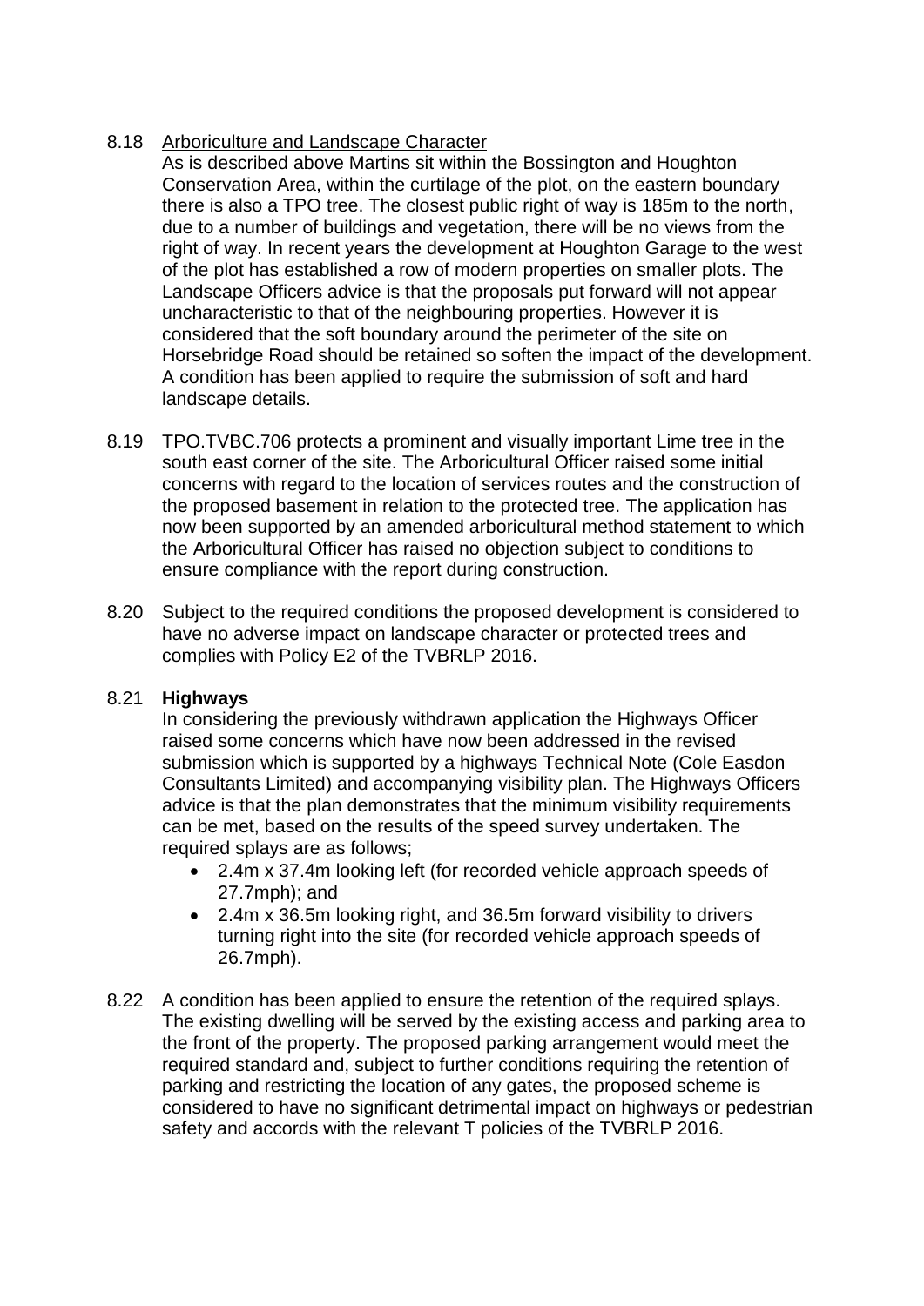8.18 Arboriculture and Landscape Character

As is described above Martins sit within the Bossington and Houghton Conservation Area, within the curtilage of the plot, on the eastern boundary there is also a TPO tree. The closest public right of way is 185m to the north, due to a number of buildings and vegetation, there will be no views from the right of way. In recent years the development at Houghton Garage to the west of the plot has established a row of modern properties on smaller plots. The Landscape Officers advice is that the proposals put forward will not appear uncharacteristic to that of the neighbouring properties. However it is considered that the soft boundary around the perimeter of the site on Horsebridge Road should be retained so soften the impact of the development. A condition has been applied to require the submission of soft and hard landscape details.

8.19 TPO.TVBC.706 protects a prominent and visually important Lime tree in the south east corner of the site. The Arboricultural Officer raised some initial concerns with regard to the location of services routes and the construction of the proposed basement in relation to the protected tree. The application has now been supported by an amended arboricultural method statement to which the Arboricultural Officer has raised no objection subject to conditions to ensure compliance with the report during construction.

8.20 Subject to the required conditions the proposed development is considered to have no adverse impact on landscape character or protected trees and complies with Policy E2 of the TVBRLP 2016.

8.21 **Highways**

In considering the previously withdrawn application the Highways Officer raised some concerns which have now been addressed in the revised submission which is supported by a highways Technical Note (Cole Easdon Consultants Limited) and accompanying visibility plan. The Highways Officers advice is that the plan demonstrates that the minimum visibility requirements can be met, based on the results of the speed survey undertaken. The required splays are as follows;

- 2.4m x 37.4m looking left (for recorded vehicle approach speeds of 27.7mph); and
- 2.4m x 36.5m looking right, and 36.5m forward visibility to drivers turning right into the site (for recorded vehicle approach speeds of 26.7mph).

8.22 A condition has been applied to ensure the retention of the required splays. The existing dwelling will be served by the existing access and parking area to the front of the property. The proposed parking arrangement would meet the required standard and, subject to further conditions requiring the retention of parking and restricting the location of any gates, the proposed scheme is considered to have no significant detrimental impact on highways or pedestrian safety and accords with the relevant T policies of the TVBRLP 2016.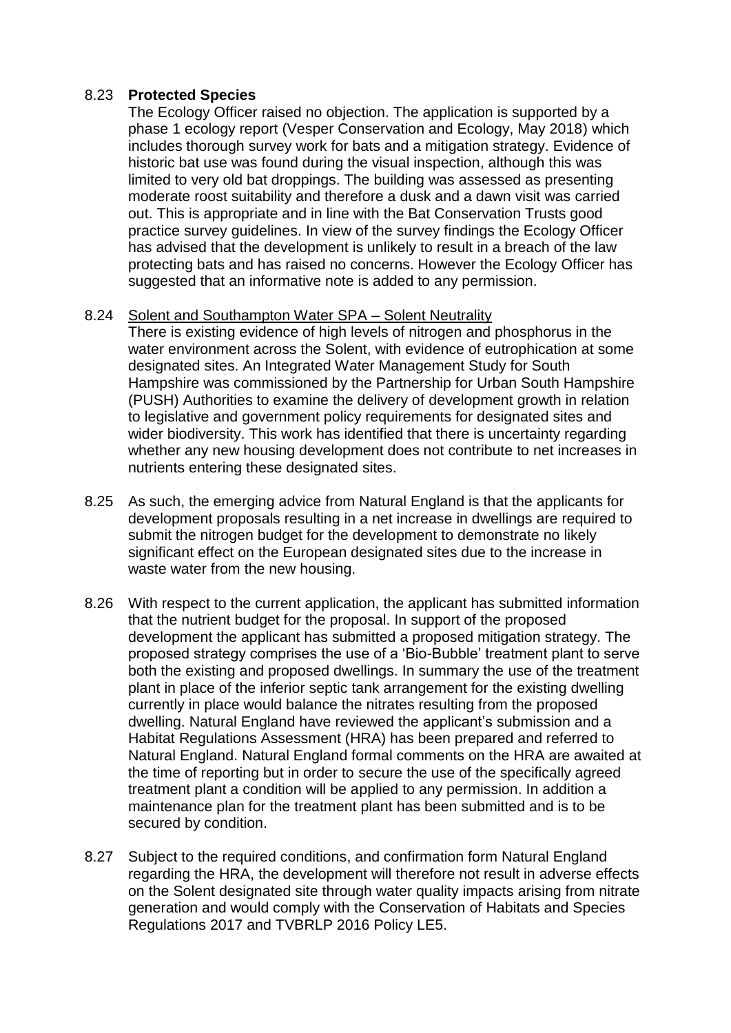8.23 **Protected Species**

The Ecology Officer raised no objection. The application is supported by a phase 1 ecology report (Vesper Conservation and Ecology, May 2018) which includes thorough survey work for bats and a mitigation strategy. Evidence of historic bat use was found during the visual inspection, although this was limited to very old bat droppings. The building was assessed as presenting moderate roost suitability and therefore a dusk and a dawn visit was carried out. This is appropriate and in line with the Bat Conservation Trusts good practice survey guidelines. In view of the survey findings the Ecology Officer has advised that the development is unlikely to result in a breach of the law protecting bats and has raised no concerns. However the Ecology Officer has suggested that an informative note is added to any permission.

8.24 <u>Solent and Southampton Water SPA – Solent Neutrality</u>

There is existing evidence of high levels of nitrogen and phosphorus in the water environment across the Solent, with evidence of eutrophication at some designated sites. An Integrated Water Management Study for South Hampshire was commissioned by the Partnership for Urban South Hampshire (PUSH) Authorities to examine the delivery of development growth in relation to legislative and government policy requirements for designated sites and wider biodiversity. This work has identified that there is uncertainty regarding whether any new housing development does not contribute to net increases in nutrients entering these designated sites.

8.25 As such, the emerging advice from Natural England is that the applicants for development proposals resulting in a net increase in dwellings are required to submit the nitrogen budget for the development to demonstrate no likely significant effect on the European designated sites due to the increase in waste water from the new housing.

8.26 With respect to the current application, the applicant has submitted information that the nutrient budget for the proposal. In support of the proposed development the applicant has submitted a proposed mitigation strategy. The proposed strategy comprises the use of a 'Bio-Bubble' treatment plant to serve both the existing and proposed dwellings. In summary the use of the treatment plant in place of the inferior septic tank arrangement for the existing dwelling currently in place would balance the nitrates resulting from the proposed dwelling. Natural England have reviewed the applicant's submission and a Habitat Regulations Assessment (HRA) has been prepared and referred to Natural England. Natural England formal comments on the HRA are awaited at the time of reporting but in order to secure the use of the specifically agreed treatment plant a condition will be applied to any permission. In addition a maintenance plan for the treatment plant has been submitted and is to be secured by condition.

8.27 Subject to the required conditions, and confirmation form Natural England regarding the HRA, the development will therefore not result in adverse effects on the Solent designated site through water quality impacts arising from nitrate generation and would comply with the Conservation of Habitats and Species Regulations 2017 and TVBRLP 2016 Policy LE5.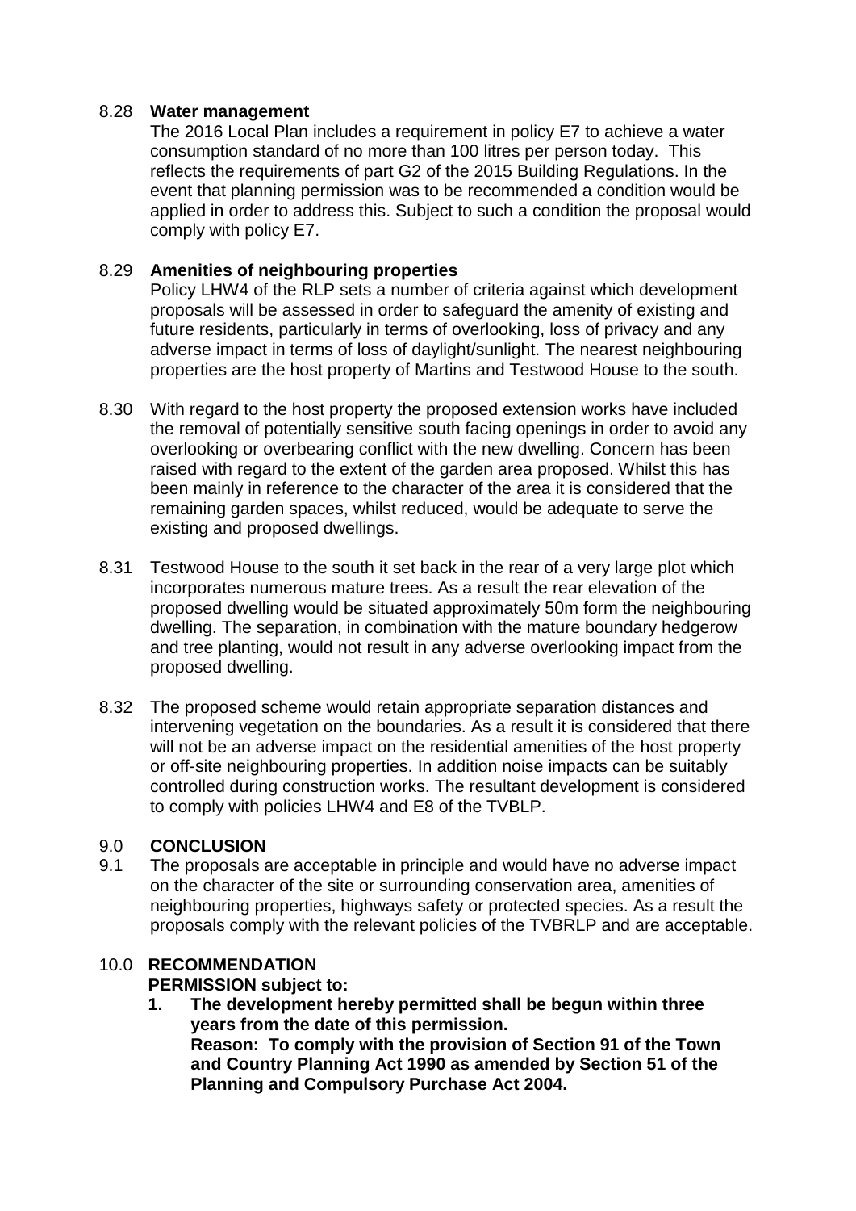8.28 **Water management**

The 2016 Local Plan includes a requirement in policy E7 to achieve a water consumption standard of no more than 100 litres per person today. This reflects the requirements of part G2 of the 2015 Building Regulations. In the event that planning permission was to be recommended a condition would be applied in order to address this. Subject to such a condition the proposal would comply with policy E7.

8.29 **Amenities of neighbouring properties**

Policy LHW4 of the RLP sets a number of criteria against which development proposals will be assessed in order to safeguard the amenity of existing and future residents, particularly in terms of overlooking, loss of privacy and any adverse impact in terms of loss of daylight/sunlight. The nearest neighbouring properties are the host property of Martins and Testwood House to the south.

8.30 With regard to the host property the proposed extension works have included the removal of potentially sensitive south facing openings in order to avoid any overlooking or overbearing conflict with the new dwelling. Concern has been raised with regard to the extent of the garden area proposed. Whilst this has been mainly in reference to the character of the area it is considered that the remaining garden spaces, whilst reduced, would be adequate to serve the existing and proposed dwellings.

8.31 Testwood House to the south it set back in the rear of a very large plot which incorporates numerous mature trees. As a result the rear elevation of the proposed dwelling would be situated approximately 50m form the neighbouring dwelling. The separation, in combination with the mature boundary hedgerow and tree planting, would not result in any adverse overlooking impact from the proposed dwelling.

8.32 The proposed scheme would retain appropriate separation distances and intervening vegetation on the boundaries. As a result it is considered that there will not be an adverse impact on the residential amenities of the host property or off-site neighbouring properties. In addition noise impacts can be suitably controlled during construction works. The resultant development is considered to comply with policies LHW4 and E8 of the TVBLP.

## 9.0 CONCLUSION

9.1 The proposals are acceptable in principle and would have no adverse impact on the character of the site or surrounding conservation area, amenities of neighbouring properties, highways safety or protected species. As a result the proposals comply with the relevant policies of the TVBRLP and are acceptable.

## 10.0 RECOMMENDATION

**PERMISSION subject to:**

1. **The development hereby permitted shall be begun within three years from the date of this permission.**
   **Reason: To comply with the provision of Section 91 of the Town and Country Planning Act 1990 as amended by Section 51 of the Planning and Compulsory Purchase Act 2004.**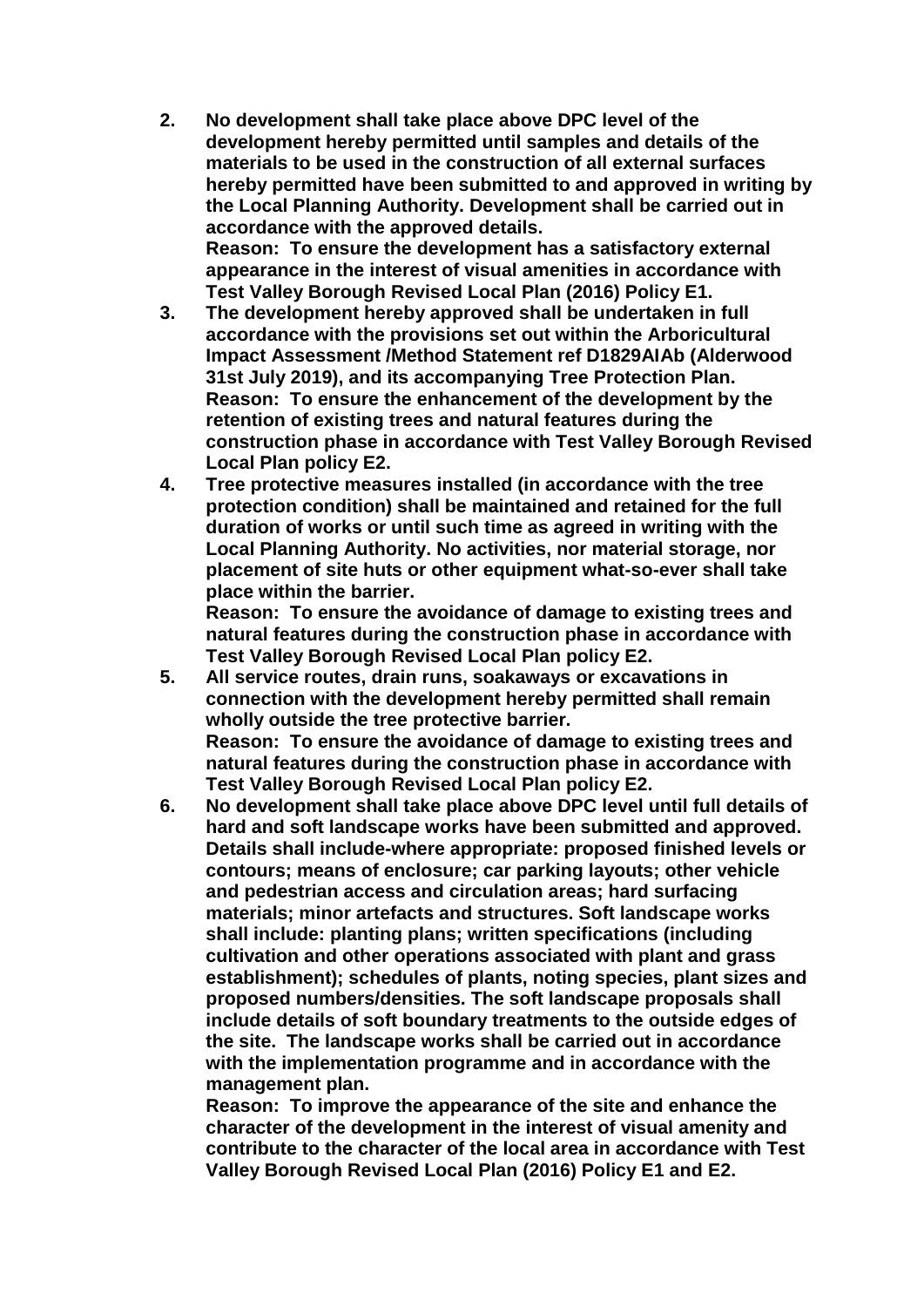**2. No development shall take place above DPC level of the development hereby permitted until samples and details of the materials to be used in the construction of all external surfaces hereby permitted have been submitted to and approved in writing by the Local Planning Authority. Development shall be carried out in accordance with the approved details.**
**Reason: To ensure the development has a satisfactory external appearance in the interest of visual amenities in accordance with Test Valley Borough Revised Local Plan (2016) Policy E1.**

**3. The development hereby approved shall be undertaken in full accordance with the provisions set out within the Arboricultural Impact Assessment /Method Statement ref D1829AIAb (Alderwood 31st July 2019), and its accompanying Tree Protection Plan.**
**Reason: To ensure the enhancement of the development by the retention of existing trees and natural features during the construction phase in accordance with Test Valley Borough Revised Local Plan policy E2.**

**4. Tree protective measures installed (in accordance with the tree protection condition) shall be maintained and retained for the full duration of works or until such time as agreed in writing with the Local Planning Authority. No activities, nor material storage, nor placement of site huts or other equipment what-so-ever shall take place within the barrier.**
**Reason: To ensure the avoidance of damage to existing trees and natural features during the construction phase in accordance with Test Valley Borough Revised Local Plan policy E2.**

**5. All service routes, drain runs, soakaways or excavations in connection with the development hereby permitted shall remain wholly outside the tree protective barrier.**
**Reason: To ensure the avoidance of damage to existing trees and natural features during the construction phase in accordance with Test Valley Borough Revised Local Plan policy E2.**

**6. No development shall take place above DPC level until full details of hard and soft landscape works have been submitted and approved. Details shall include-where appropriate: proposed finished levels or contours; means of enclosure; car parking layouts; other vehicle and pedestrian access and circulation areas; hard surfacing materials; minor artefacts and structures. Soft landscape works shall include: planting plans; written specifications (including cultivation and other operations associated with plant and grass establishment); schedules of plants, noting species, plant sizes and proposed numbers/densities. The soft landscape proposals shall include details of soft boundary treatments to the outside edges of the site. The landscape works shall be carried out in accordance with the implementation programme and in accordance with the management plan.**
**Reason: To improve the appearance of the site and enhance the character of the development in the interest of visual amenity and contribute to the character of the local area in accordance with Test Valley Borough Revised Local Plan (2016) Policy E1 and E2.**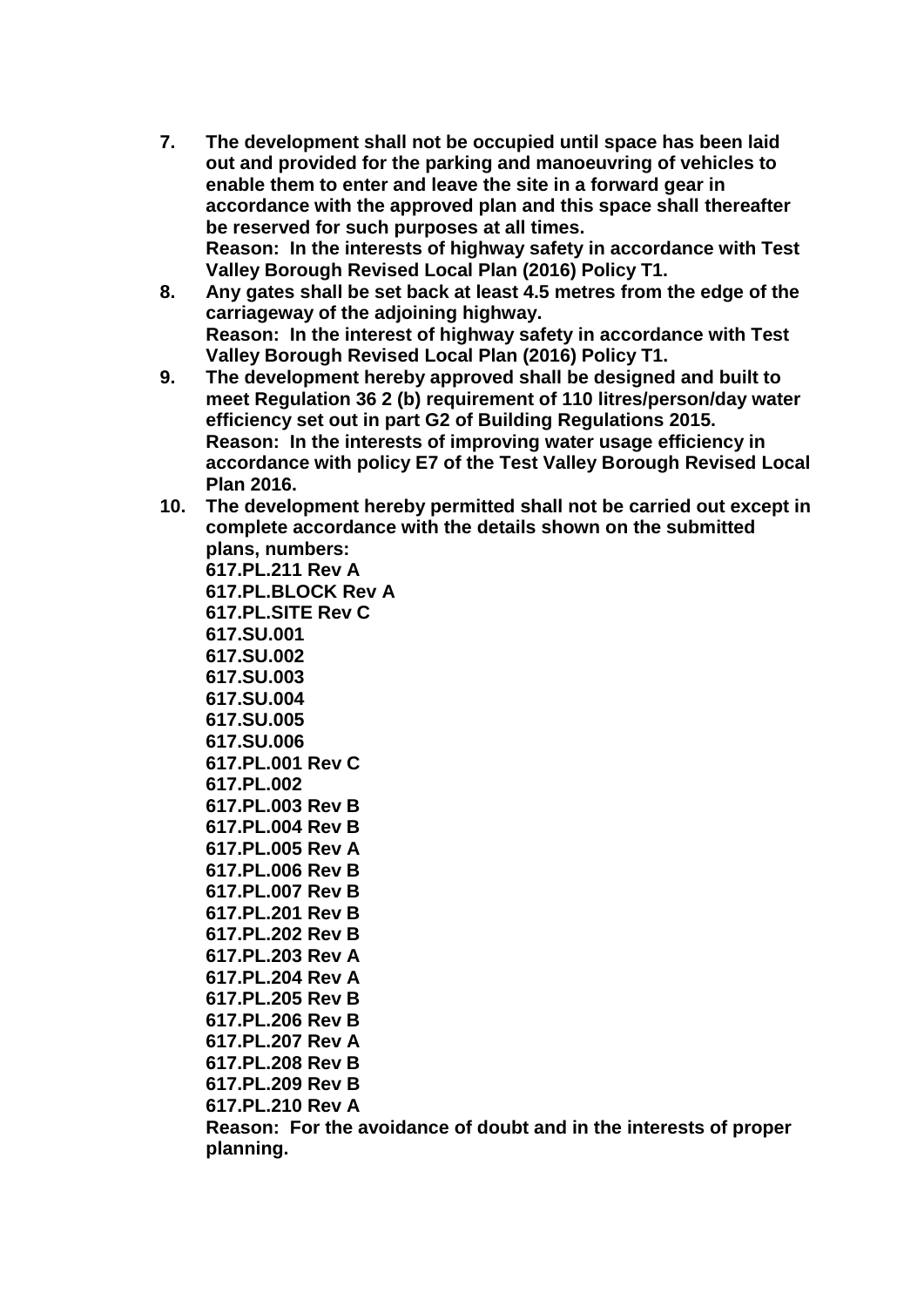7. **The development shall not be occupied until space has been laid out and provided for the parking and manoeuvring of vehicles to enable them to enter and leave the site in a forward gear in accordance with the approved plan and this space shall thereafter be reserved for such purposes at all times.**
   **Reason: In the interests of highway safety in accordance with Test Valley Borough Revised Local Plan (2016) Policy T1.**
8. **Any gates shall be set back at least 4.5 metres from the edge of the carriageway of the adjoining highway.**
   **Reason: In the interest of highway safety in accordance with Test Valley Borough Revised Local Plan (2016) Policy T1.**
9. **The development hereby approved shall be designed and built to meet Regulation 36 2 (b) requirement of 110 litres/person/day water efficiency set out in part G2 of Building Regulations 2015.**
   **Reason: In the interests of improving water usage efficiency in accordance with policy E7 of the Test Valley Borough Revised Local Plan 2016.**
10. **The development hereby permitted shall not be carried out except in complete accordance with the details shown on the submitted plans, numbers:**
    **617.PL.211 Rev A**
    **617.PL.BLOCK Rev A**
    **617.PL.SITE Rev C**
    **617.SU.001**
    **617.SU.002**
    **617.SU.003**
    **617.SU.004**
    **617.SU.005**
    **617.SU.006**
    **617.PL.001 Rev C**
    **617.PL.002**
    **617.PL.003 Rev B**
    **617.PL.004 Rev B**
    **617.PL.005 Rev A**
    **617.PL.006 Rev B**
    **617.PL.007 Rev B**
    **617.PL.201 Rev B**
    **617.PL.202 Rev B**
    **617.PL.203 Rev A**
    **617.PL.204 Rev A**
    **617.PL.205 Rev B**
    **617.PL.206 Rev B**
    **617.PL.207 Rev A**
    **617.PL.208 Rev B**
    **617.PL.209 Rev B**
    **617.PL.210 Rev A**
    **Reason: For the avoidance of doubt and in the interests of proper planning.**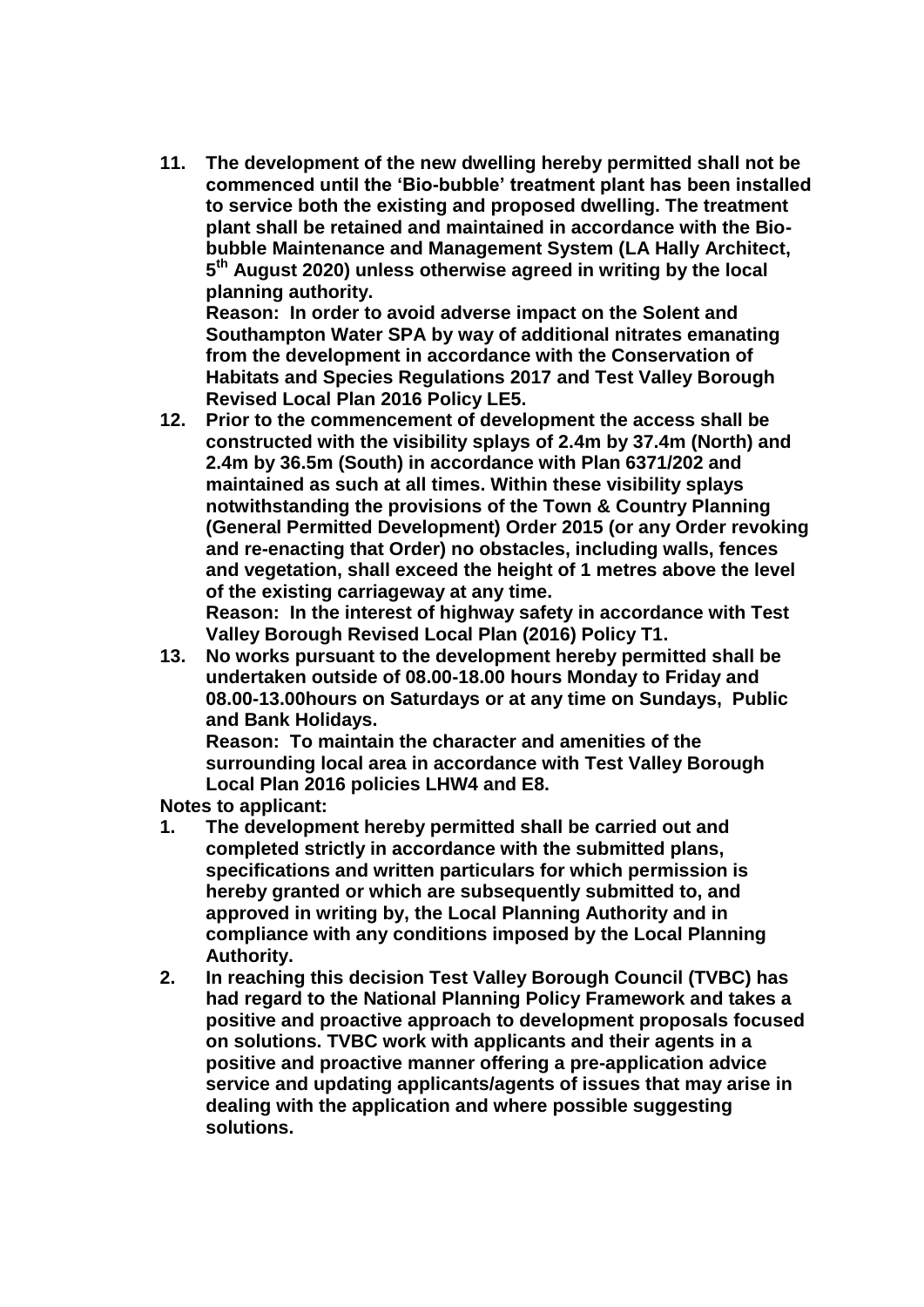11. **The development of the new dwelling hereby permitted shall not be commenced until the 'Bio-bubble' treatment plant has been installed to service both the existing and proposed dwelling. The treatment plant shall be retained and maintained in accordance with the Bio-bubble Maintenance and Management System (LA Hally Architect, 5th August 2020) unless otherwise agreed in writing by the local planning authority.**
    **Reason: In order to avoid adverse impact on the Solent and Southampton Water SPA by way of additional nitrates emanating from the development in accordance with the Conservation of Habitats and Species Regulations 2017 and Test Valley Borough Revised Local Plan 2016 Policy LE5.**
12. **Prior to the commencement of development the access shall be constructed with the visibility splays of 2.4m by 37.4m (North) and 2.4m by 36.5m (South) in accordance with Plan 6371/202 and maintained as such at all times. Within these visibility splays notwithstanding the provisions of the Town & Country Planning (General Permitted Development) Order 2015 (or any Order revoking and re-enacting that Order) no obstacles, including walls, fences and vegetation, shall exceed the height of 1 metres above the level of the existing carriageway at any time.**
    **Reason: In the interest of highway safety in accordance with Test Valley Borough Revised Local Plan (2016) Policy T1.**
13. **No works pursuant to the development hereby permitted shall be undertaken outside of 08.00-18.00 hours Monday to Friday and 08.00-13.00hours on Saturdays or at any time on Sundays, Public and Bank Holidays.**
    **Reason: To maintain the character and amenities of the surrounding local area in accordance with Test Valley Borough Local Plan 2016 policies LHW4 and E8.**

**Notes to applicant:**

1. **The development hereby permitted shall be carried out and completed strictly in accordance with the submitted plans, specifications and written particulars for which permission is hereby granted or which are subsequently submitted to, and approved in writing by, the Local Planning Authority and in compliance with any conditions imposed by the Local Planning Authority.**
2. **In reaching this decision Test Valley Borough Council (TVBC) has had regard to the National Planning Policy Framework and takes a positive and proactive approach to development proposals focused on solutions. TVBC work with applicants and their agents in a positive and proactive manner offering a pre-application advice service and updating applicants/agents of issues that may arise in dealing with the application and where possible suggesting solutions.**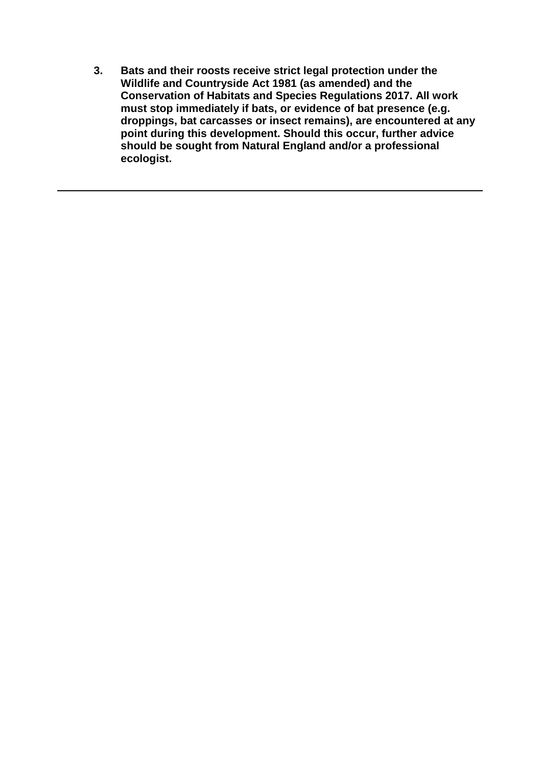3. **Bats and their roosts receive strict legal protection under the Wildlife and Countryside Act 1981 (as amended) and the Conservation of Habitats and Species Regulations 2017. All work must stop immediately if bats, or evidence of bat presence (e.g. droppings, bat carcasses or insect remains), are encountered at any point during this development. Should this occur, further advice should be sought from Natural England and/or a professional ecologist.**

---